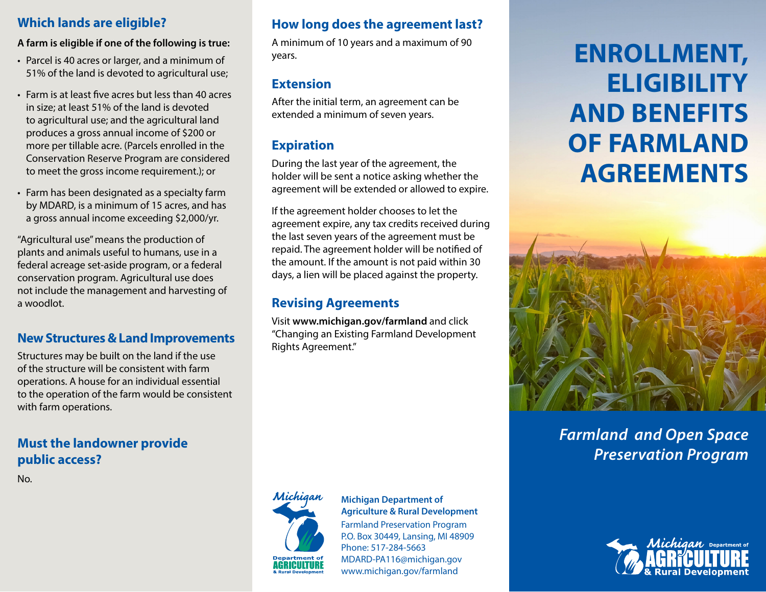## Which lands are eligible?

**A farm is eligible if one of the following is true:**

- Parcel is 40 acres or larger, and a minimum of 51% of the land is devoted to agricultural use;
- Farm is at least five acres but less than 40 acres in size; at least 51% of the land is devoted to agricultural use; and the agricultural land produces a gross annual income of $200 or more per tillable acre. (Parcels enrolled in the Conservation Reserve Program are considered to meet the gross income requirement.); or
- Farm has been designated as a specialty farm by MDARD, is a minimum of 15 acres, and has a gross annual income exceeding $2,000/yr.

"Agricultural use" means the production of plants and animals useful to humans, use in a federal acreage set-aside program, or a federal conservation program. Agricultural use does not include the management and harvesting of a woodlot.

## New Structures & Land Improvements

Structures may be built on the land if the use of the structure will be consistent with farm operations. A house for an individual essential to the operation of the farm would be consistent with farm operations.

## Must the landowner provide public access?

No.

## How long does the agreement last?

A minimum of 10 years and a maximum of 90 years.

## Extension

After the initial term, an agreement can be extended a minimum of seven years.

## Expiration

During the last year of the agreement, the holder will be sent a notice asking whether the agreement will be extended or allowed to expire.

If the agreement holder chooses to let the agreement expire, any tax credits received during the last seven years of the agreement must be repaid. The agreement holder will be notified of the amount. If the amount is not paid within 30 days, a lien will be placed against the property.

## Revising Agreements

Visit **www.michigan.gov/farmland** and click "Changing an Existing Farmland Development Rights Agreement."

**Michigan Department of Agriculture & Rural Development**
Farmland Preservation Program
P.O. Box 30449, Lansing, MI 48909
Phone: 517-284-5663
MDARD-PA116@michigan.gov
www.michigan.gov/farmland

# ENROLLMENT, ELIGIBILITY AND BENEFITS OF FARMLAND AGREEMENTS

*Farmland and Open Space Preservation Program*

Michigan Department of Agriculture & Rural Development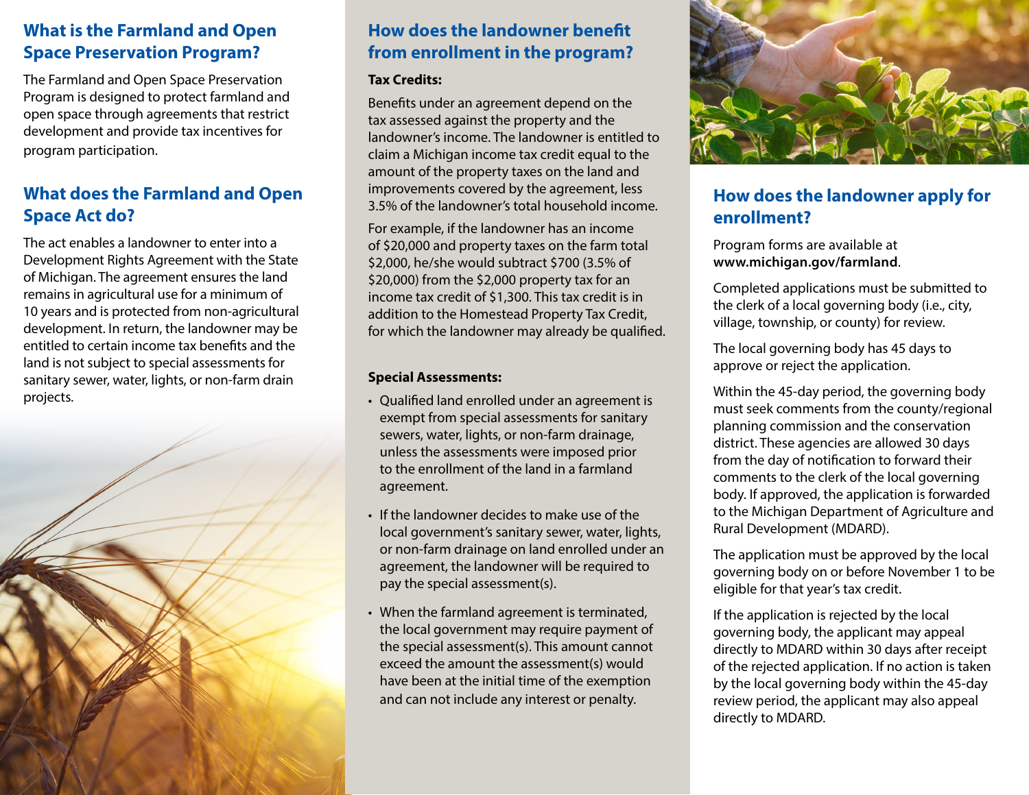## What is the Farmland and Open Space Preservation Program?

The Farmland and Open Space Preservation Program is designed to protect farmland and open space through agreements that restrict development and provide tax incentives for program participation.

## What does the Farmland and Open Space Act do?

The act enables a landowner to enter into a Development Rights Agreement with the State of Michigan. The agreement ensures the land remains in agricultural use for a minimum of 10 years and is protected from non-agricultural development. In return, the landowner may be entitled to certain income tax benefits and the land is not subject to special assessments for sanitary sewer, water, lights, or non-farm drain projects.

## How does the landowner benefit from enrollment in the program?

**Tax Credits:**

Benefits under an agreement depend on the tax assessed against the property and the landowner's income. The landowner is entitled to claim a Michigan income tax credit equal to the amount of the property taxes on the land and improvements covered by the agreement, less 3.5% of the landowner's total household income.

For example, if the landowner has an income of $20,000 and property taxes on the farm total $2,000, he/she would subtract $700 (3.5% of $20,000) from the $2,000 property tax for an income tax credit of $1,300. This tax credit is in addition to the Homestead Property Tax Credit, for which the landowner may already be qualified.

**Special Assessments:**

- Qualified land enrolled under an agreement is exempt from special assessments for sanitary sewers, water, lights, or non-farm drainage, unless the assessments were imposed prior to the enrollment of the land in a farmland agreement.
- If the landowner decides to make use of the local government's sanitary sewer, water, lights, or non-farm drainage on land enrolled under an agreement, the landowner will be required to pay the special assessment(s).
- When the farmland agreement is terminated, the local government may require payment of the special assessment(s). This amount cannot exceed the amount the assessment(s) would have been at the initial time of the exemption and can not include any interest or penalty.

## How does the landowner apply for enrollment?

Program forms are available at **www.michigan.gov/farmland**.

Completed applications must be submitted to the clerk of a local governing body (i.e., city, village, township, or county) for review.

The local governing body has 45 days to approve or reject the application.

Within the 45-day period, the governing body must seek comments from the county/regional planning commission and the conservation district. These agencies are allowed 30 days from the day of notification to forward their comments to the clerk of the local governing body. If approved, the application is forwarded to the Michigan Department of Agriculture and Rural Development (MDARD).

The application must be approved by the local governing body on or before November 1 to be eligible for that year's tax credit.

If the application is rejected by the local governing body, the applicant may appeal directly to MDARD within 30 days after receipt of the rejected application. If no action is taken by the local governing body within the 45-day review period, the applicant may also appeal directly to MDARD.